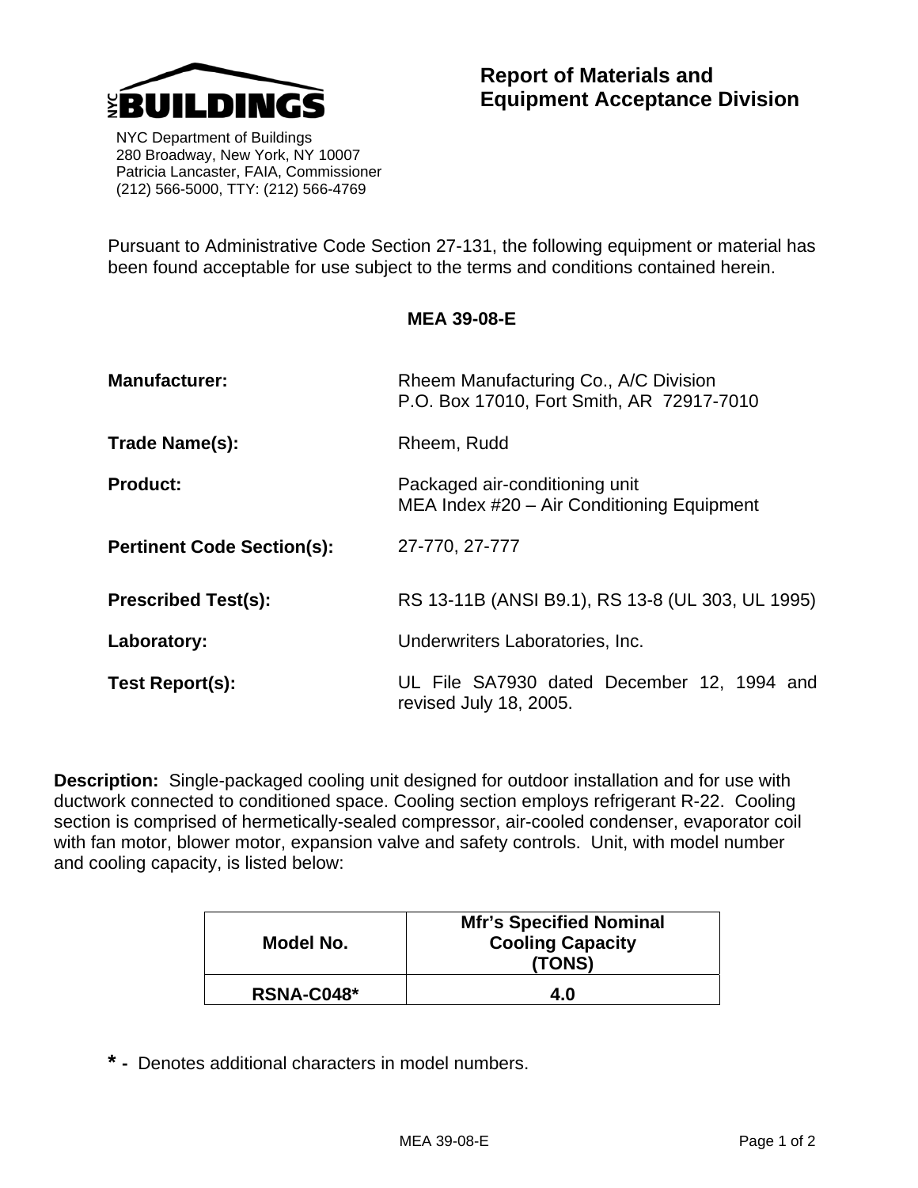**NYC BUILDINGS**

NYC Department of Buildings
280 Broadway, New York, NY 10007
Patricia Lancaster, FAIA, Commissioner
(212) 566-5000, TTY: (212) 566-4769

# Report of Materials and Equipment Acceptance Division

Pursuant to Administrative Code Section 27-131, the following equipment or material has been found acceptable for use subject to the terms and conditions contained herein.

**MEA 39-08-E**

**Manufacturer:** Rheem Manufacturing Co., A/C Division
P.O. Box 17010, Fort Smith, AR 72917-7010

**Trade Name(s):** Rheem, Rudd

**Product:** Packaged air-conditioning unit
MEA Index #20 – Air Conditioning Equipment

**Pertinent Code Section(s):** 27-770, 27-777

**Prescribed Test(s):** RS 13-11B (ANSI B9.1), RS 13-8 (UL 303, UL 1995)

**Laboratory:** Underwriters Laboratories, Inc.

**Test Report(s):** UL File SA7930 dated December 12, 1994 and revised July 18, 2005.

**Description:** Single-packaged cooling unit designed for outdoor installation and for use with ductwork connected to conditioned space. Cooling section employs refrigerant R-22. Cooling section is comprised of hermetically-sealed compressor, air-cooled condenser, evaporator coil with fan motor, blower motor, expansion valve and safety controls. Unit, with model number and cooling capacity, is listed below:

| Model No. | Mfr's Specified Nominal Cooling Capacity (TONS) |
|---|---|
| **RSNA-C048*** | **4.0** |

**\* -** Denotes additional characters in model numbers.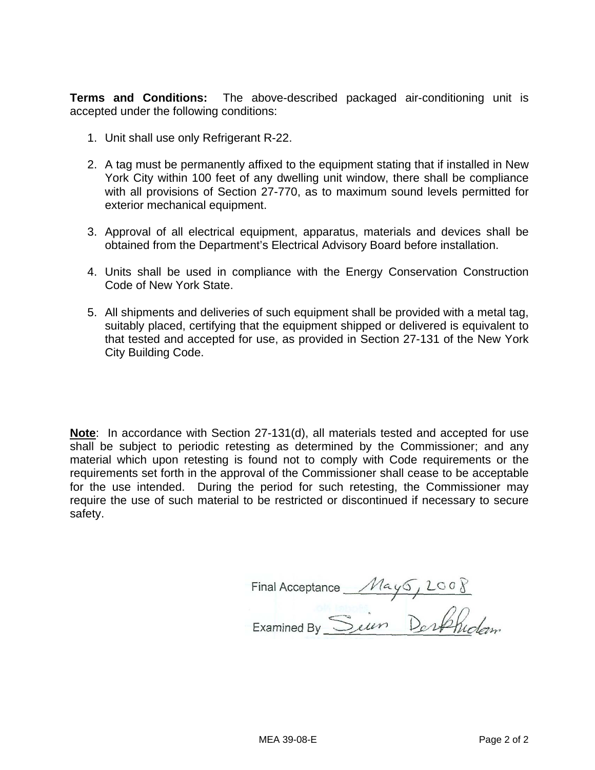**Terms and Conditions:** The above-described packaged air-conditioning unit is accepted under the following conditions:

1. Unit shall use only Refrigerant R-22.
2. A tag must be permanently affixed to the equipment stating that if installed in New York City within 100 feet of any dwelling unit window, there shall be compliance with all provisions of Section 27-770, as to maximum sound levels permitted for exterior mechanical equipment.
3. Approval of all electrical equipment, apparatus, materials and devices shall be obtained from the Department's Electrical Advisory Board before installation.
4. Units shall be used in compliance with the Energy Conservation Construction Code of New York State.
5. All shipments and deliveries of such equipment shall be provided with a metal tag, suitably placed, certifying that the equipment shipped or delivered is equivalent to that tested and accepted for use, as provided in Section 27-131 of the New York City Building Code.

**Note**: In accordance with Section 27-131(d), all materials tested and accepted for use shall be subject to periodic retesting as determined by the Commissioner; and any material which upon retesting is found not to comply with Code requirements or the requirements set forth in the approval of the Commissioner shall cease to be acceptable for the use intended. During the period for such retesting, the Commissioner may require the use of such material to be restricted or discontinued if necessary to secure safety.

Final Acceptance May 6, 2008

Examined By Sean Derkhudam

MEA 39-08-E